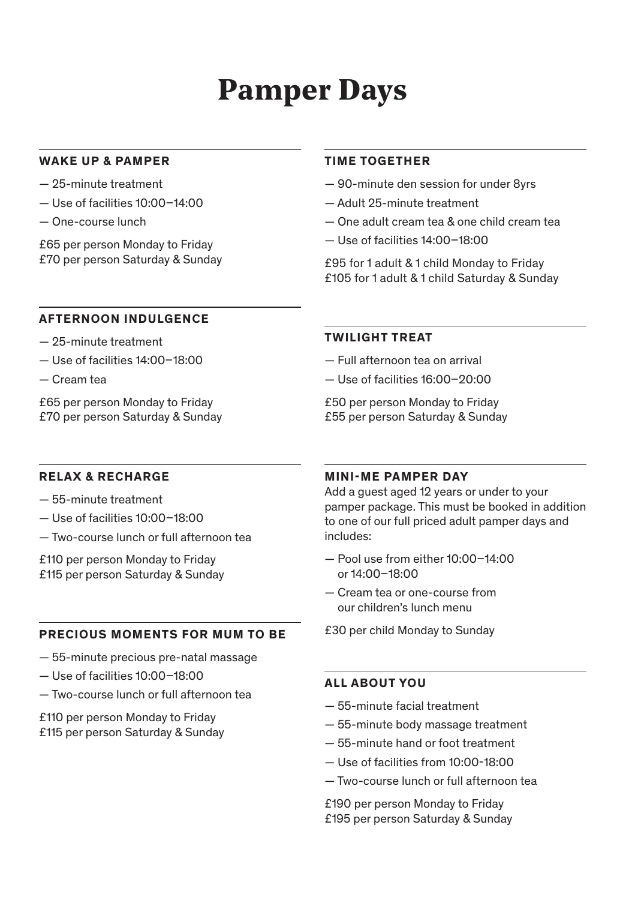# Pamper Days

## WAKE UP & PAMPER

- 25-minute treatment
- Use of facilities 10:00–14:00
- One-course lunch

£65 per person Monday to Friday
£70 per person Saturday & Sunday

## AFTERNOON INDULGENCE

- 25-minute treatment
- Use of facilities 14:00–18:00
- Cream tea

£65 per person Monday to Friday
£70 per person Saturday & Sunday

## RELAX & RECHARGE

- 55-minute treatment
- Use of facilities 10:00–18:00
- Two-course lunch or full afternoon tea

£110 per person Monday to Friday
£115 per person Saturday & Sunday

## PRECIOUS MOMENTS FOR MUM TO BE

- 55-minute precious pre-natal massage
- Use of facilities 10:00–18:00
- Two-course lunch or full afternoon tea

£110 per person Monday to Friday
£115 per person Saturday & Sunday

## TIME TOGETHER

- 90-minute den session for under 8yrs
- Adult 25-minute treatment
- One adult cream tea & one child cream tea
- Use of facilities 14:00–18:00

£95 for 1 adult & 1 child Monday to Friday
£105 for 1 adult & 1 child Saturday & Sunday

## TWILIGHT TREAT

- Full afternoon tea on arrival
- Use of facilities 16:00–20:00

£50 per person Monday to Friday
£55 per person Saturday & Sunday

## MINI-ME PAMPER DAY

Add a guest aged 12 years or under to your pamper package. This must be booked in addition to one of our full priced adult pamper days and includes:

- Pool use from either 10:00–14:00 or 14:00–18:00
- Cream tea or one-course from our children's lunch menu

£30 per child Monday to Sunday

## ALL ABOUT YOU

- 55-minute facial treatment
- 55-minute body massage treatment
- 55-minute hand or foot treatment
- Use of facilities from 10:00-18:00
- Two-course lunch or full afternoon tea

£190 per person Monday to Friday
£195 per person Saturday & Sunday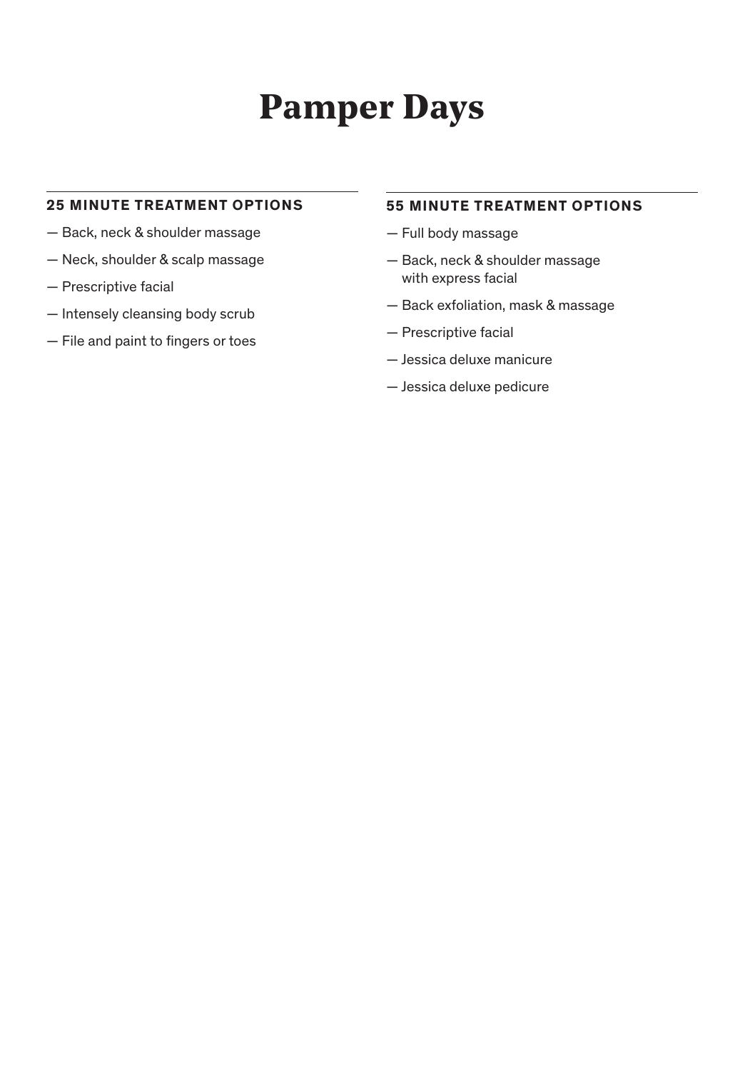# Pamper Days

## 25 MINUTE TREATMENT OPTIONS

— Back, neck & shoulder massage

— Neck, shoulder & scalp massage

— Prescriptive facial

— Intensely cleansing body scrub

— File and paint to fingers or toes

## 55 MINUTE TREATMENT OPTIONS

— Full body massage

— Back, neck & shoulder massage with express facial

— Back exfoliation, mask & massage

— Prescriptive facial

— Jessica deluxe manicure

— Jessica deluxe pedicure